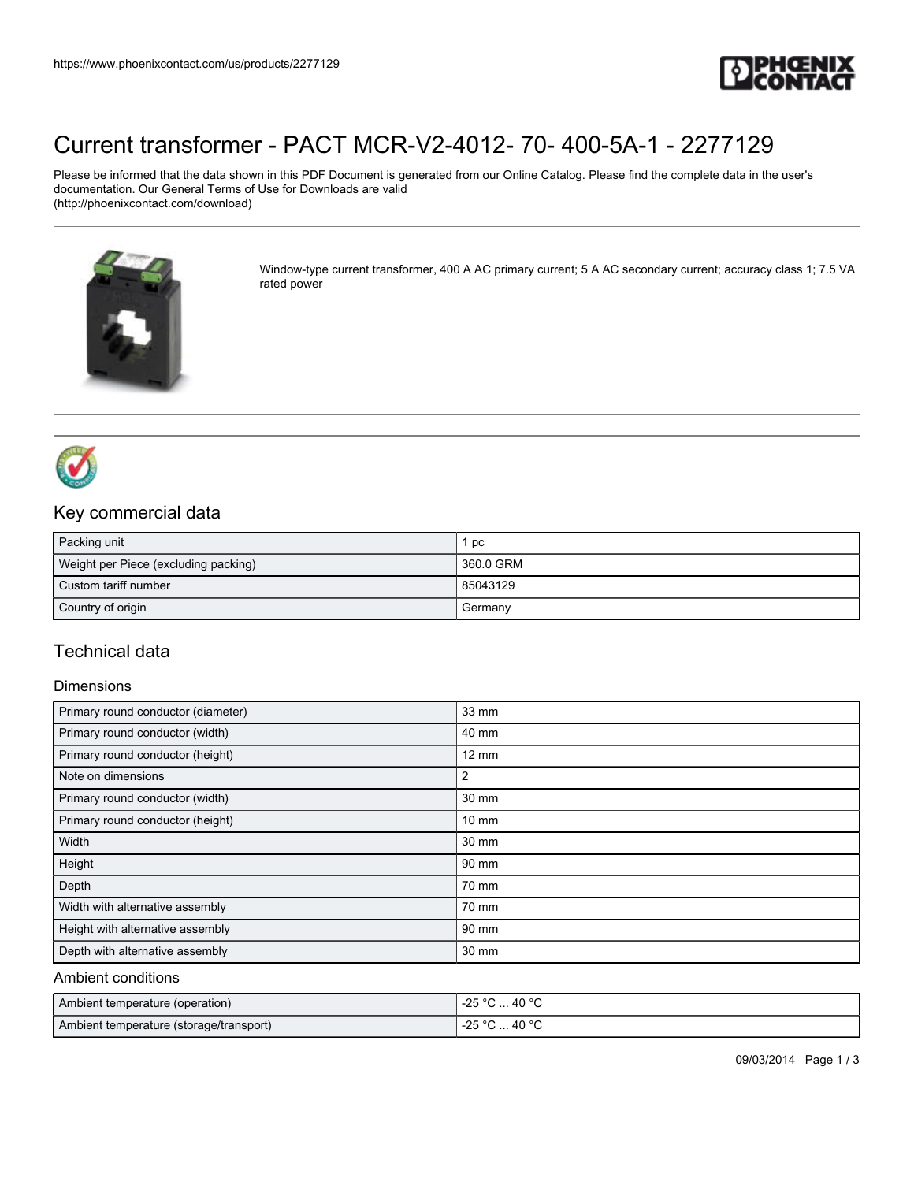# Current transformer - PACT MCR-V2-4012- 70- 400-5A-1 - 2277129

Please be informed that the data shown in this PDF Document is generated from our Online Catalog. Please find the complete data in the user's documentation. Our General Terms of Use for Downloads are valid (http://phoenixcontact.com/download)

Window-type current transformer, 400 A AC primary current; 5 A AC secondary current; accuracy class 1; 7.5 VA rated power

## Key commercial data

| | |
|---|---|
| Packing unit | 1 pc |
| Weight per Piece (excluding packing) | 360.0 GRM |
| Custom tariff number | 85043129 |
| Country of origin | Germany |

## Technical data

### Dimensions

| | |
|---|---|
| Primary round conductor (diameter) | 33 mm |
| Primary round conductor (width) | 40 mm |
| Primary round conductor (height) | 12 mm |
| Note on dimensions | 2 |
| Primary round conductor (width) | 30 mm |
| Primary round conductor (height) | 10 mm |
| Width | 30 mm |
| Height | 90 mm |
| Depth | 70 mm |
| Width with alternative assembly | 70 mm |
| Height with alternative assembly | 90 mm |
| Depth with alternative assembly | 30 mm |

### Ambient conditions

| | |
|---|---|
| Ambient temperature (operation) | -25 °C ... 40 °C |
| Ambient temperature (storage/transport) | -25 °C ... 40 °C |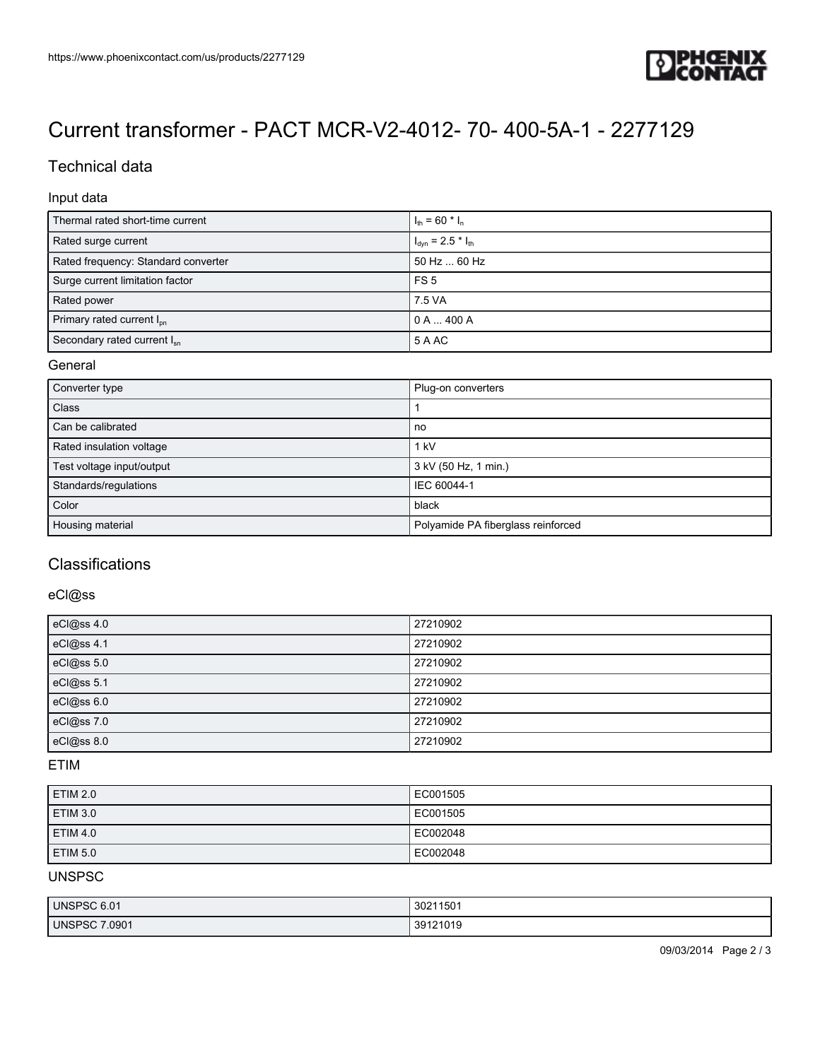# Current transformer - PACT MCR-V2-4012- 70- 400-5A-1 - 2277129

## Technical data

### Input data

| | |
|---|---|
| Thermal rated short-time current | $I_{th}$ = 60 * $I_n$ |
| Rated surge current | $I_{dyn}$ = 2.5 * $I_{th}$ |
| Rated frequency: Standard converter | 50 Hz ... 60 Hz |
| Surge current limitation factor | FS 5 |
| Rated power | 7.5 VA |
| Primary rated current $I_{pn}$ | 0 A ... 400 A |
| Secondary rated current $I_{sn}$ | 5 A AC |

### General

| | |
|---|---|
| Converter type | Plug-on converters |
| Class | 1 |
| Can be calibrated | no |
| Rated insulation voltage | 1 kV |
| Test voltage input/output | 3 kV (50 Hz, 1 min.) |
| Standards/regulations | IEC 60044-1 |
| Color | black |
| Housing material | Polyamide PA fiberglass reinforced |

## Classifications

### eCl@ss

| | |
|---|---|
| eCl@ss 4.0 | 27210902 |
| eCl@ss 4.1 | 27210902 |
| eCl@ss 5.0 | 27210902 |
| eCl@ss 5.1 | 27210902 |
| eCl@ss 6.0 | 27210902 |
| eCl@ss 7.0 | 27210902 |
| eCl@ss 8.0 | 27210902 |

### ETIM

| | |
|---|---|
| ETIM 2.0 | EC001505 |
| ETIM 3.0 | EC001505 |
| ETIM 4.0 | EC002048 |
| ETIM 5.0 | EC002048 |

### UNSPSC

| | |
|---|---|
| UNSPSC 6.01 | 30211501 |
| UNSPSC 7.0901 | 39121019 |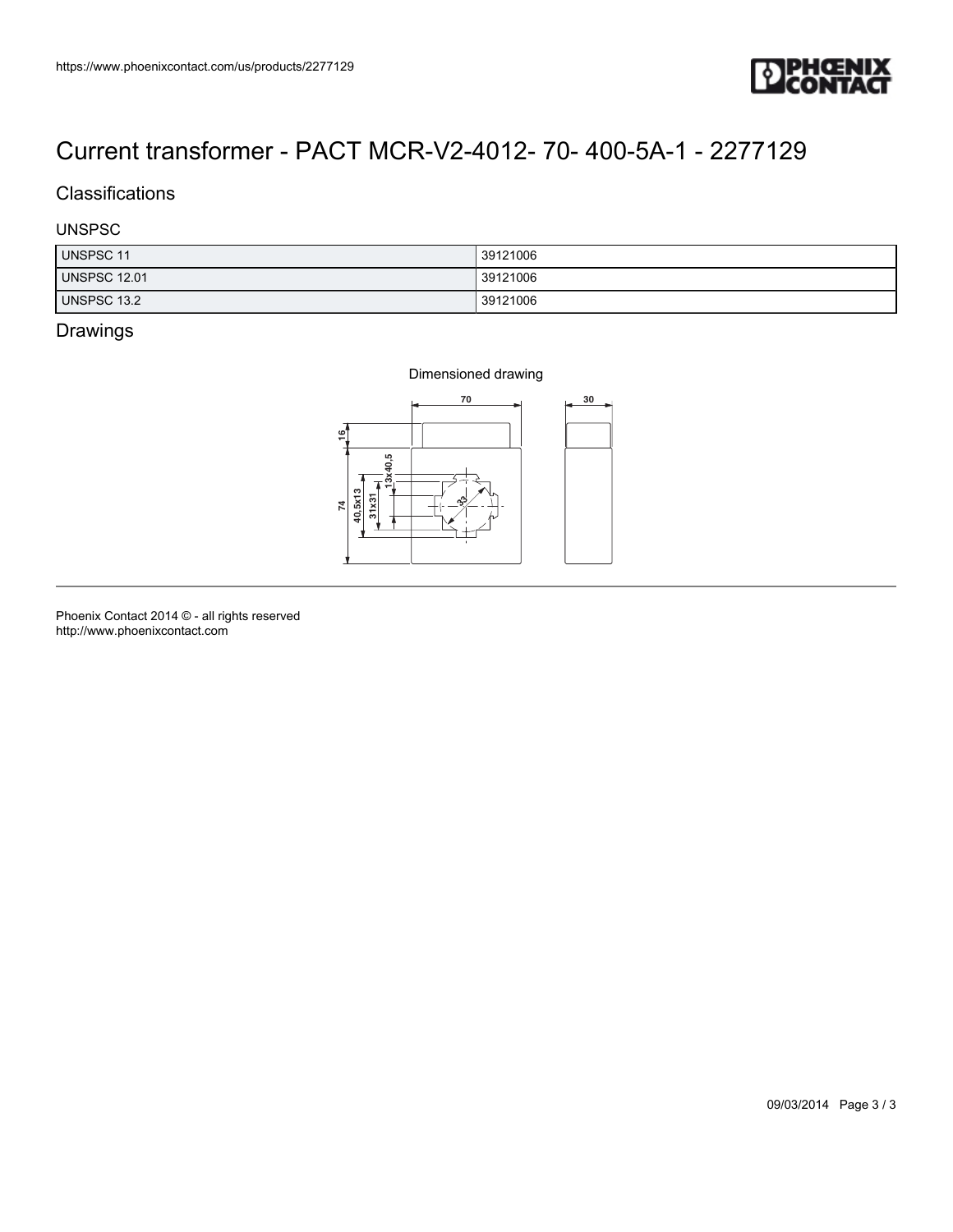# Current transformer - PACT MCR-V2-4012- 70- 400-5A-1 - 2277129

## Classifications

### UNSPSC

| | |
|---|---|
| UNSPSC 11 | 39121006 |
| UNSPSC 12.01 | 39121006 |
| UNSPSC 13.2 | 39121006 |

## Drawings

Dimensioned drawing

70
30
16
74
40,5x13
31x31
13x40,5
33

Phoenix Contact 2014 © - all rights reserved
http://www.phoenixcontact.com